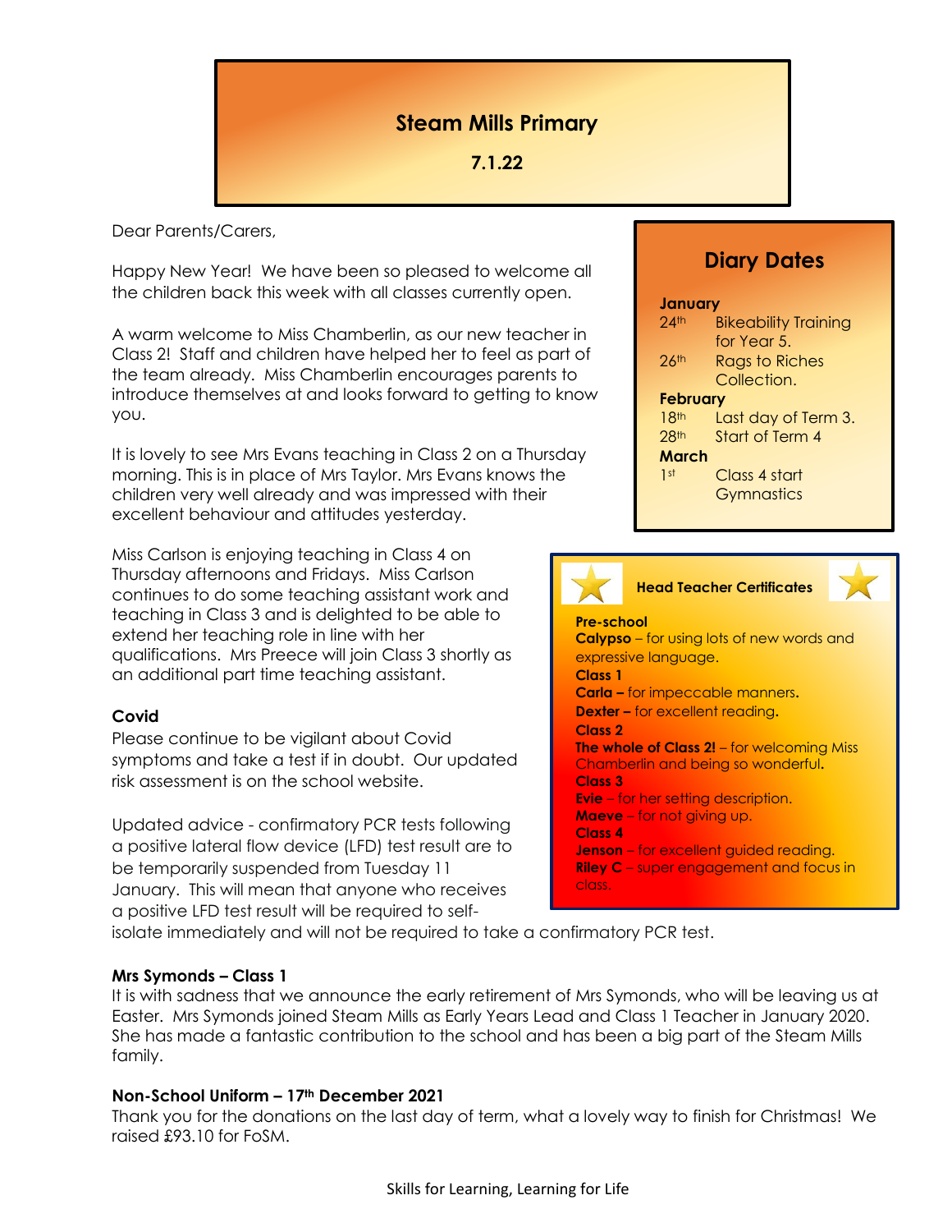# Steam Mills Primary

**7.1.22**

Dear Parents/Carers,

Happy New Year! We have been so pleased to welcome all the children back this week with all classes currently open.

A warm welcome to Miss Chamberlin, as our new teacher in Class 2! Staff and children have helped her to feel as part of the team already. Miss Chamberlin encourages parents to introduce themselves at and looks forward to getting to know you.

It is lovely to see Mrs Evans teaching in Class 2 on a Thursday morning. This is in place of Mrs Taylor. Mrs Evans knows the children very well already and was impressed with their excellent behaviour and attitudes yesterday.

Miss Carlson is enjoying teaching in Class 4 on Thursday afternoons and Fridays. Miss Carlson continues to do some teaching assistant work and teaching in Class 3 and is delighted to be able to extend her teaching role in line with her qualifications. Mrs Preece will join Class 3 shortly as an additional part time teaching assistant.

## Diary Dates

**January**
- 24th – Bikeability Training for Year 5.
- 26th – Rags to Riches Collection.

**February**
- 18th – Last day of Term 3.
- 28th – Start of Term 4

**March**
- 1st – Class 4 start Gymnastics

## Head Teacher Certificates

**Pre-school**
**Calypso** – for using lots of new words and expressive language.

**Class 1**
**Carla –** for impeccable manners.
**Dexter –** for excellent reading.

**Class 2**
**The whole of Class 2!** – for welcoming Miss Chamberlin and being so wonderful.

**Class 3**
**Evie** – for her setting description.
**Maeve** – for not giving up.

**Class 4**
**Jenson** – for excellent guided reading.
**Riley C** – super engagement and focus in class.

### Covid

Please continue to be vigilant about Covid symptoms and take a test if in doubt. Our updated risk assessment is on the school website.

Updated advice - confirmatory PCR tests following a positive lateral flow device (LFD) test result are to be temporarily suspended from Tuesday 11 January. This will mean that anyone who receives a positive LFD test result will be required to self-isolate immediately and will not be required to take a confirmatory PCR test.

### Mrs Symonds – Class 1

It is with sadness that we announce the early retirement of Mrs Symonds, who will be leaving us at Easter. Mrs Symonds joined Steam Mills as Early Years Lead and Class 1 Teacher in January 2020. She has made a fantastic contribution to the school and has been a big part of the Steam Mills family.

### Non-School Uniform – 17th December 2021

Thank you for the donations on the last day of term, what a lovely way to finish for Christmas! We raised £93.10 for FoSM.

Skills for Learning, Learning for Life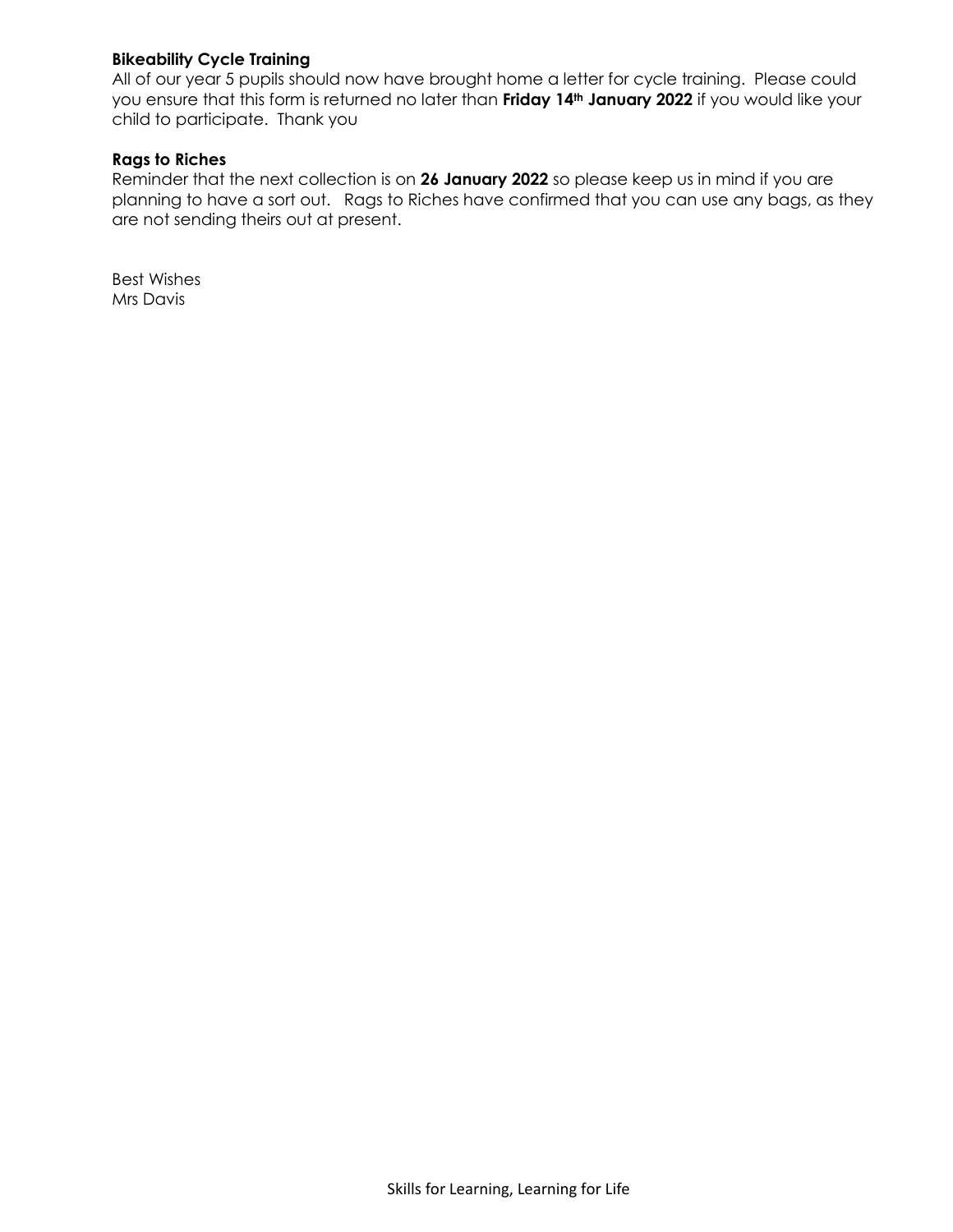**Bikeability Cycle Training**

All of our year 5 pupils should now have brought home a letter for cycle training. Please could you ensure that this form is returned no later than **Friday 14th January 2022** if you would like your child to participate. Thank you

**Rags to Riches**

Reminder that the next collection is on **26 January 2022** so please keep us in mind if you are planning to have a sort out. Rags to Riches have confirmed that you can use any bags, as they are not sending theirs out at present.

Best Wishes
Mrs Davis